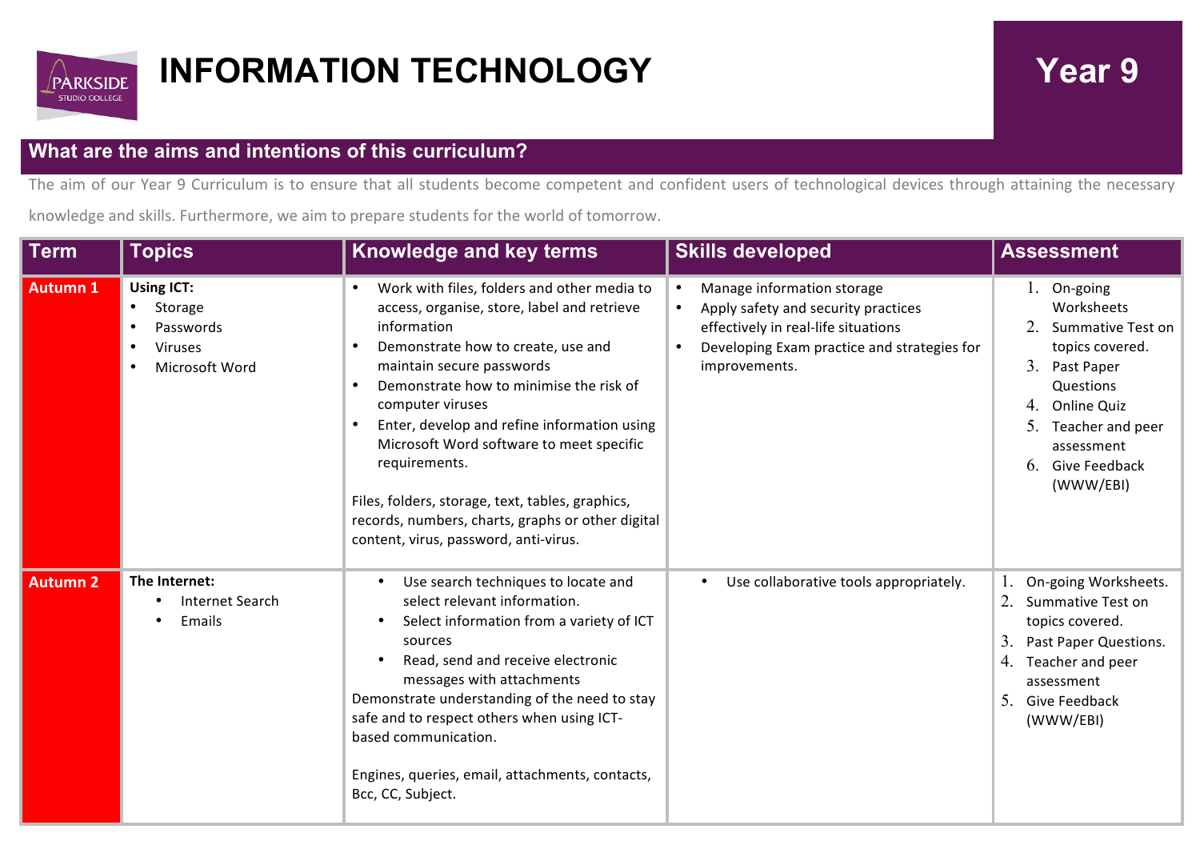# INFORMATION TECHNOLOGY

**Year 9**

## What are the aims and intentions of this curriculum?

The aim of our Year 9 Curriculum is to ensure that all students become competent and confident users of technological devices through attaining the necessary knowledge and skills. Furthermore, we aim to prepare students for the world of tomorrow.

| Term | Topics | Knowledge and key terms | Skills developed | Assessment |
|---|---|---|---|---|
| **Autumn 1** | **Using ICT:**<br>• Storage<br>• Passwords<br>• Viruses<br>• Microsoft Word | • Work with files, folders and other media to access, organise, store, label and retrieve information<br>• Demonstrate how to create, use and maintain secure passwords<br>• Demonstrate how to minimise the risk of computer viruses<br>• Enter, develop and refine information using Microsoft Word software to meet specific requirements.<br><br>Files, folders, storage, text, tables, graphics, records, numbers, charts, graphs or other digital content, virus, password, anti-virus. | • Manage information storage<br>• Apply safety and security practices effectively in real-life situations<br>• Developing Exam practice and strategies for improvements. | 1. On-going Worksheets<br>2. Summative Test on topics covered.<br>3. Past Paper Questions<br>4. Online Quiz<br>5. Teacher and peer assessment<br>6. Give Feedback (WWW/EBI) |
| **Autumn 2** | **The Internet:**<br>• Internet Search<br>• Emails | • Use search techniques to locate and select relevant information.<br>• Select information from a variety of ICT sources<br>• Read, send and receive electronic messages with attachments<br>Demonstrate understanding of the need to stay safe and to respect others when using ICT-based communication.<br><br>Engines, queries, email, attachments, contacts, Bcc, CC, Subject. | • Use collaborative tools appropriately. | 1. On-going Worksheets.<br>2. Summative Test on topics covered.<br>3. Past Paper Questions.<br>4. Teacher and peer assessment<br>5. Give Feedback (WWW/EBI) |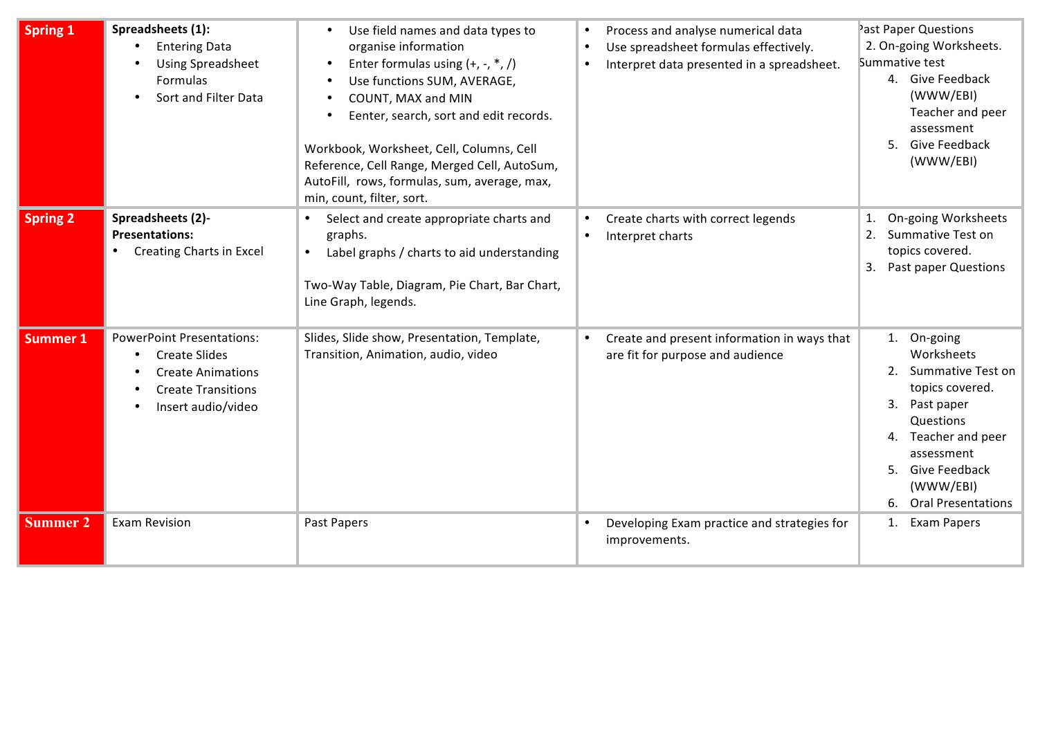| | | | | |
|---|---|---|---|---|
| **Spring 1** | **Spreadsheets (1):**<br>• Entering Data<br>• Using Spreadsheet Formulas<br>• Sort and Filter Data | • Use field names and data types to organise information<br>• Enter formulas using (+, -, *, /)<br>• Use functions SUM, AVERAGE,<br>• COUNT, MAX and MIN<br>• Eenter, search, sort and edit records.<br><br>Workbook, Worksheet, Cell, Columns, Cell Reference, Cell Range, Merged Cell, AutoSum, AutoFill, rows, formulas, sum, average, max, min, count, filter, sort. | • Process and analyse numerical data<br>• Use spreadsheet formulas effectively.<br>• Interpret data presented in a spreadsheet. | Past Paper Questions<br>2. On-going Worksheets.<br>Summative test<br>4. Give Feedback (WWW/EBI) Teacher and peer assessment<br>5. Give Feedback (WWW/EBI) |
| **Spring 2** | **Spreadsheets (2)- Presentations:**<br>• Creating Charts in Excel | • Select and create appropriate charts and graphs.<br>• Label graphs / charts to aid understanding<br><br>Two-Way Table, Diagram, Pie Chart, Bar Chart, Line Graph, legends. | • Create charts with correct legends<br>• Interpret charts | 1. On-going Worksheets<br>2. Summative Test on topics covered.<br>3. Past paper Questions |
| **Summer 1** | PowerPoint Presentations:<br>• Create Slides<br>• Create Animations<br>• Create Transitions<br>• Insert audio/video | Slides, Slide show, Presentation, Template, Transition, Animation, audio, video | • Create and present information in ways that are fit for purpose and audience | 1. On-going Worksheets<br>2. Summative Test on topics covered.<br>3. Past paper Questions<br>4. Teacher and peer assessment<br>5. Give Feedback (WWW/EBI)<br>6. Oral Presentations |
| **Summer 2** | Exam Revision | Past Papers | • Developing Exam practice and strategies for improvements. | 1. Exam Papers |